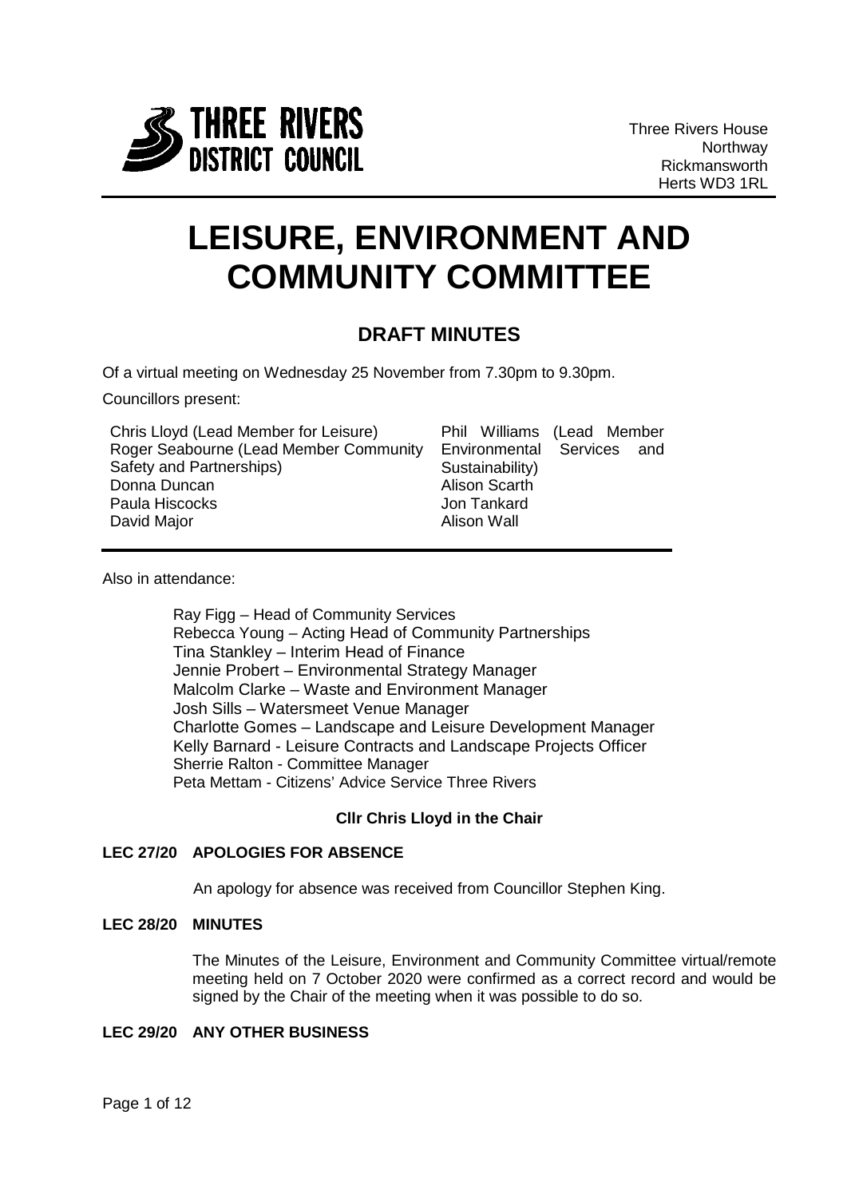Three Rivers House
Northway
Rickmansworth
Herts WD3 1RL

# LEISURE, ENVIRONMENT AND COMMUNITY COMMITTEE

## DRAFT MINUTES

Of a virtual meeting on Wednesday 25 November from 7.30pm to 9.30pm.

Councillors present:

Chris Lloyd (Lead Member for Leisure)
Roger Seabourne (Lead Member Community Safety and Partnerships)
Donna Duncan
Paula Hiscocks
David Major
Phil Williams (Lead Member Environmental Services and Sustainability)
Alison Scarth
Jon Tankard
Alison Wall

Also in attendance:

Ray Figg – Head of Community Services
Rebecca Young – Acting Head of Community Partnerships
Tina Stankley – Interim Head of Finance
Jennie Probert – Environmental Strategy Manager
Malcolm Clarke – Waste and Environment Manager
Josh Sills – Watersmeet Venue Manager
Charlotte Gomes – Landscape and Leisure Development Manager
Kelly Barnard - Leisure Contracts and Landscape Projects Officer
Sherrie Ralton - Committee Manager
Peta Mettam - Citizens' Advice Service Three Rivers

**Cllr Chris Lloyd in the Chair**

**LEC 27/20 APOLOGIES FOR ABSENCE**

An apology for absence was received from Councillor Stephen King.

**LEC 28/20 MINUTES**

The Minutes of the Leisure, Environment and Community Committee virtual/remote meeting held on 7 October 2020 were confirmed as a correct record and would be signed by the Chair of the meeting when it was possible to do so.

**LEC 29/20 ANY OTHER BUSINESS**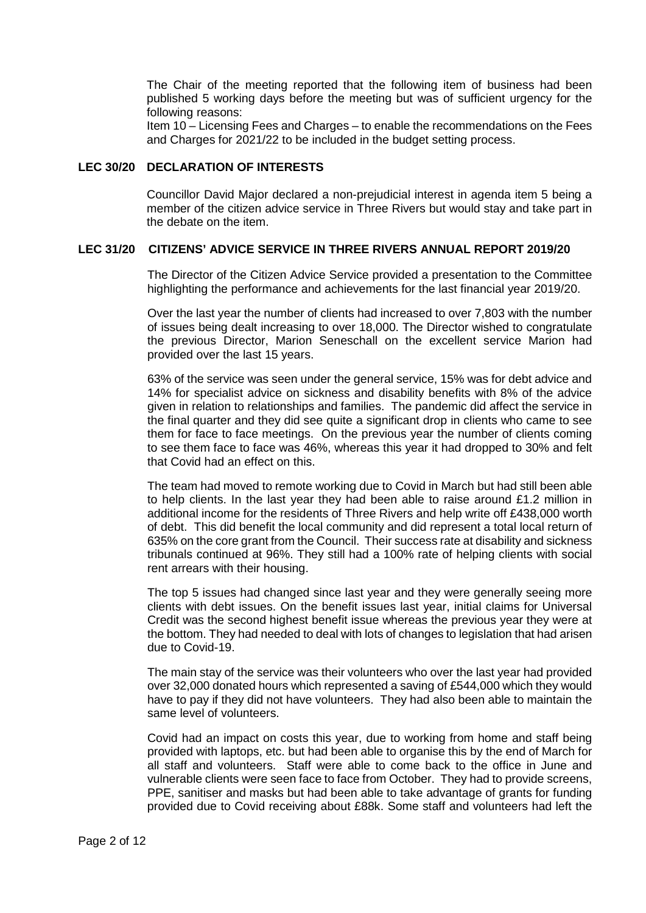The Chair of the meeting reported that the following item of business had been published 5 working days before the meeting but was of sufficient urgency for the following reasons:

Item 10 – Licensing Fees and Charges – to enable the recommendations on the Fees and Charges for 2021/22 to be included in the budget setting process.

**LEC 30/20 DECLARATION OF INTERESTS**

Councillor David Major declared a non-prejudicial interest in agenda item 5 being a member of the citizen advice service in Three Rivers but would stay and take part in the debate on the item.

**LEC 31/20 CITIZENS' ADVICE SERVICE IN THREE RIVERS ANNUAL REPORT 2019/20**

The Director of the Citizen Advice Service provided a presentation to the Committee highlighting the performance and achievements for the last financial year 2019/20.

Over the last year the number of clients had increased to over 7,803 with the number of issues being dealt increasing to over 18,000. The Director wished to congratulate the previous Director, Marion Seneschall on the excellent service Marion had provided over the last 15 years.

63% of the service was seen under the general service, 15% was for debt advice and 14% for specialist advice on sickness and disability benefits with 8% of the advice given in relation to relationships and families. The pandemic did affect the service in the final quarter and they did see quite a significant drop in clients who came to see them for face to face meetings. On the previous year the number of clients coming to see them face to face was 46%, whereas this year it had dropped to 30% and felt that Covid had an effect on this.

The team had moved to remote working due to Covid in March but had still been able to help clients. In the last year they had been able to raise around £1.2 million in additional income for the residents of Three Rivers and help write off £438,000 worth of debt. This did benefit the local community and did represent a total local return of 635% on the core grant from the Council. Their success rate at disability and sickness tribunals continued at 96%. They still had a 100% rate of helping clients with social rent arrears with their housing.

The top 5 issues had changed since last year and they were generally seeing more clients with debt issues. On the benefit issues last year, initial claims for Universal Credit was the second highest benefit issue whereas the previous year they were at the bottom. They had needed to deal with lots of changes to legislation that had arisen due to Covid-19.

The main stay of the service was their volunteers who over the last year had provided over 32,000 donated hours which represented a saving of £544,000 which they would have to pay if they did not have volunteers. They had also been able to maintain the same level of volunteers.

Covid had an impact on costs this year, due to working from home and staff being provided with laptops, etc. but had been able to organise this by the end of March for all staff and volunteers. Staff were able to come back to the office in June and vulnerable clients were seen face to face from October. They had to provide screens, PPE, sanitiser and masks but had been able to take advantage of grants for funding provided due to Covid receiving about £88k. Some staff and volunteers had left the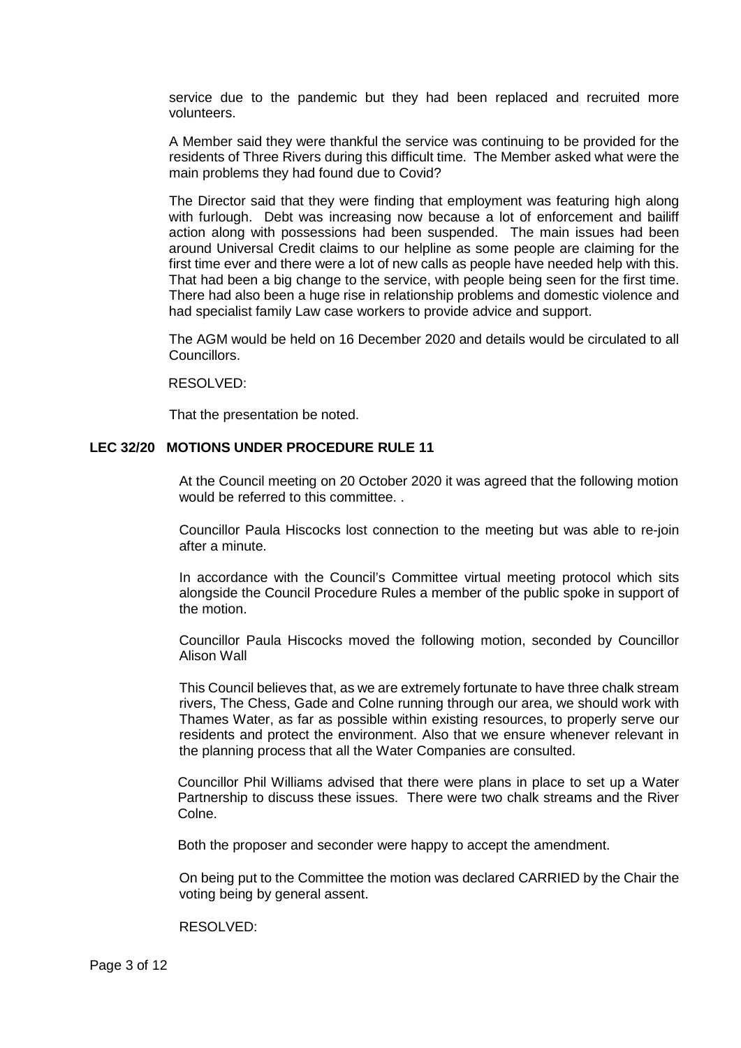service due to the pandemic but they had been replaced and recruited more volunteers.

A Member said they were thankful the service was continuing to be provided for the residents of Three Rivers during this difficult time. The Member asked what were the main problems they had found due to Covid?

The Director said that they were finding that employment was featuring high along with furlough. Debt was increasing now because a lot of enforcement and bailiff action along with possessions had been suspended. The main issues had been around Universal Credit claims to our helpline as some people are claiming for the first time ever and there were a lot of new calls as people have needed help with this. That had been a big change to the service, with people being seen for the first time. There had also been a huge rise in relationship problems and domestic violence and had specialist family Law case workers to provide advice and support.

The AGM would be held on 16 December 2020 and details would be circulated to all Councillors.

RESOLVED:

That the presentation be noted.

**LEC 32/20 MOTIONS UNDER PROCEDURE RULE 11**

At the Council meeting on 20 October 2020 it was agreed that the following motion would be referred to this committee. .

Councillor Paula Hiscocks lost connection to the meeting but was able to re-join after a minute.

In accordance with the Council's Committee virtual meeting protocol which sits alongside the Council Procedure Rules a member of the public spoke in support of the motion.

Councillor Paula Hiscocks moved the following motion, seconded by Councillor Alison Wall

This Council believes that, as we are extremely fortunate to have three chalk stream rivers, The Chess, Gade and Colne running through our area, we should work with Thames Water, as far as possible within existing resources, to properly serve our residents and protect the environment. Also that we ensure whenever relevant in the planning process that all the Water Companies are consulted.

Councillor Phil Williams advised that there were plans in place to set up a Water Partnership to discuss these issues. There were two chalk streams and the River Colne.

Both the proposer and seconder were happy to accept the amendment.

On being put to the Committee the motion was declared CARRIED by the Chair the voting being by general assent.

RESOLVED: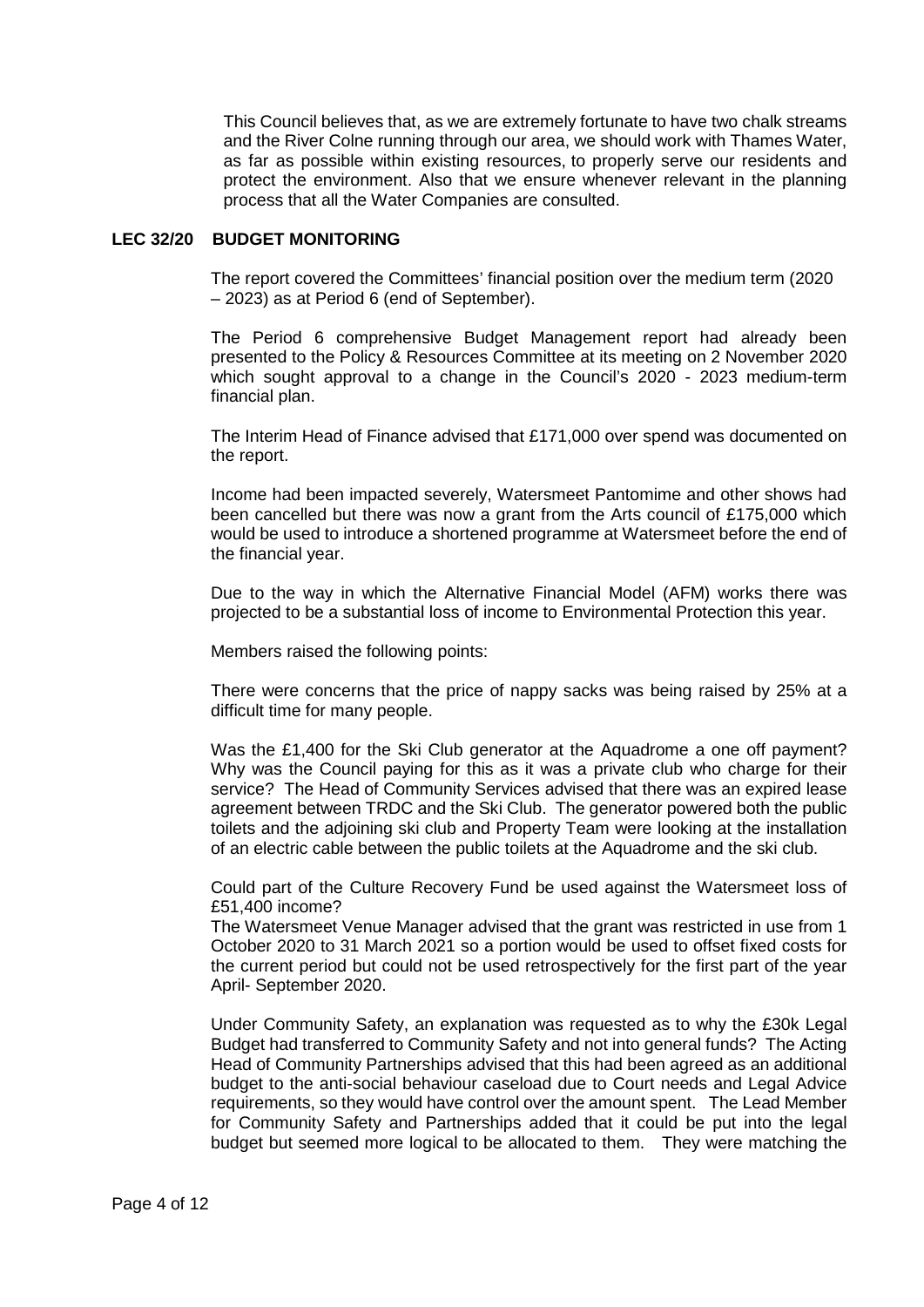This Council believes that, as we are extremely fortunate to have two chalk streams and the River Colne running through our area, we should work with Thames Water, as far as possible within existing resources, to properly serve our residents and protect the environment. Also that we ensure whenever relevant in the planning process that all the Water Companies are consulted.

**LEC 32/20 BUDGET MONITORING**

The report covered the Committees' financial position over the medium term (2020 – 2023) as at Period 6 (end of September).

The Period 6 comprehensive Budget Management report had already been presented to the Policy & Resources Committee at its meeting on 2 November 2020 which sought approval to a change in the Council's 2020 - 2023 medium-term financial plan.

The Interim Head of Finance advised that £171,000 over spend was documented on the report.

Income had been impacted severely, Watersmeet Pantomime and other shows had been cancelled but there was now a grant from the Arts council of £175,000 which would be used to introduce a shortened programme at Watersmeet before the end of the financial year.

Due to the way in which the Alternative Financial Model (AFM) works there was projected to be a substantial loss of income to Environmental Protection this year.

Members raised the following points:

There were concerns that the price of nappy sacks was being raised by 25% at a difficult time for many people.

Was the £1,400 for the Ski Club generator at the Aquadrome a one off payment? Why was the Council paying for this as it was a private club who charge for their service? The Head of Community Services advised that there was an expired lease agreement between TRDC and the Ski Club. The generator powered both the public toilets and the adjoining ski club and Property Team were looking at the installation of an electric cable between the public toilets at the Aquadrome and the ski club.

Could part of the Culture Recovery Fund be used against the Watersmeet loss of £51,400 income?
The Watersmeet Venue Manager advised that the grant was restricted in use from 1 October 2020 to 31 March 2021 so a portion would be used to offset fixed costs for the current period but could not be used retrospectively for the first part of the year April- September 2020.

Under Community Safety, an explanation was requested as to why the £30k Legal Budget had transferred to Community Safety and not into general funds? The Acting Head of Community Partnerships advised that this had been agreed as an additional budget to the anti-social behaviour caseload due to Court needs and Legal Advice requirements, so they would have control over the amount spent. The Lead Member for Community Safety and Partnerships added that it could be put into the legal budget but seemed more logical to be allocated to them. They were matching the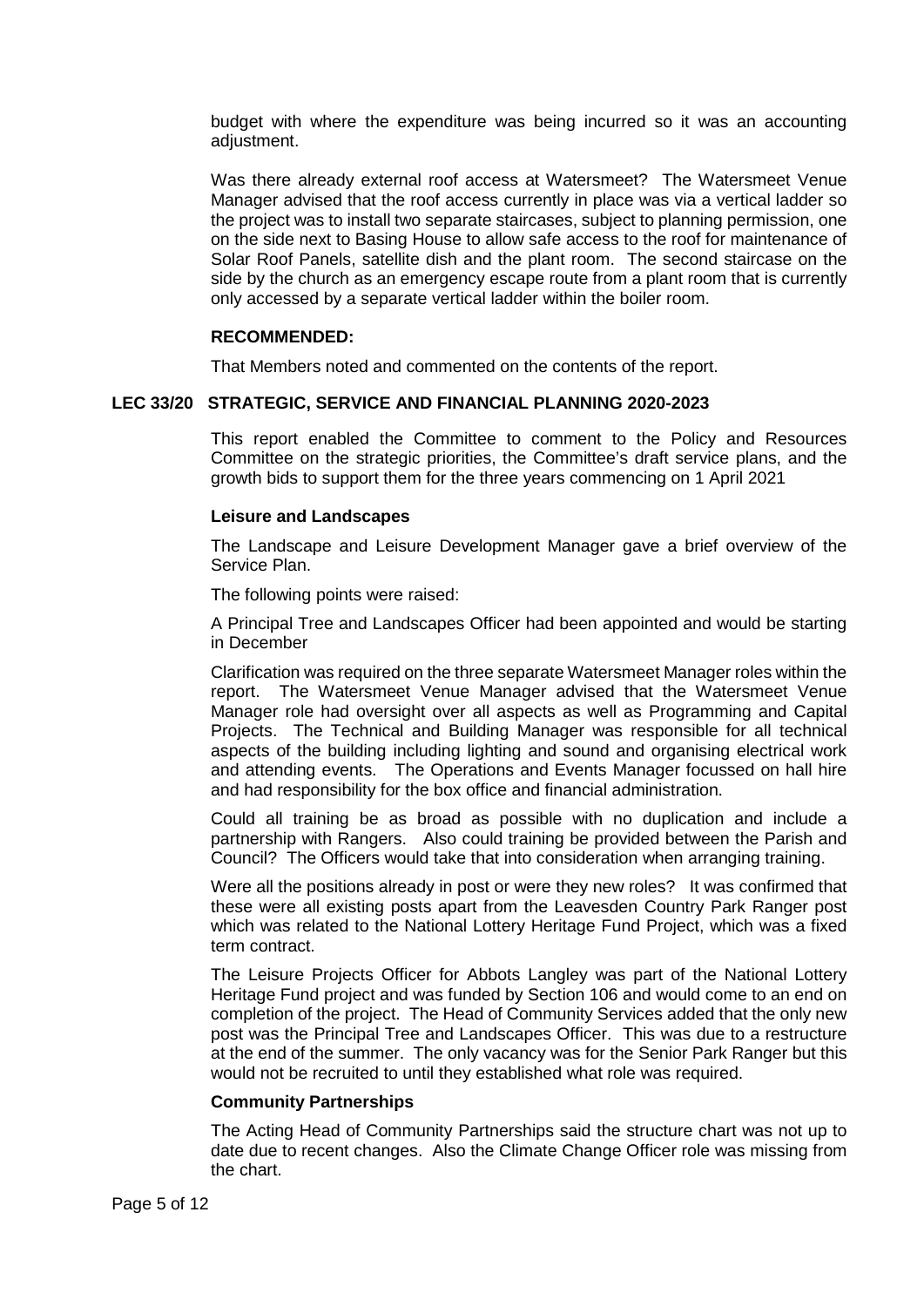budget with where the expenditure was being incurred so it was an accounting adjustment.

Was there already external roof access at Watersmeet? The Watersmeet Venue Manager advised that the roof access currently in place was via a vertical ladder so the project was to install two separate staircases, subject to planning permission, one on the side next to Basing House to allow safe access to the roof for maintenance of Solar Roof Panels, satellite dish and the plant room. The second staircase on the side by the church as an emergency escape route from a plant room that is currently only accessed by a separate vertical ladder within the boiler room.

**RECOMMENDED:**

That Members noted and commented on the contents of the report.

## LEC 33/20 STRATEGIC, SERVICE AND FINANCIAL PLANNING 2020-2023

This report enabled the Committee to comment to the Policy and Resources Committee on the strategic priorities, the Committee's draft service plans, and the growth bids to support them for the three years commencing on 1 April 2021

### Leisure and Landscapes

The Landscape and Leisure Development Manager gave a brief overview of the Service Plan.

The following points were raised:

A Principal Tree and Landscapes Officer had been appointed and would be starting in December

Clarification was required on the three separate Watersmeet Manager roles within the report. The Watersmeet Venue Manager advised that the Watersmeet Venue Manager role had oversight over all aspects as well as Programming and Capital Projects. The Technical and Building Manager was responsible for all technical aspects of the building including lighting and sound and organising electrical work and attending events. The Operations and Events Manager focussed on hall hire and had responsibility for the box office and financial administration.

Could all training be as broad as possible with no duplication and include a partnership with Rangers. Also could training be provided between the Parish and Council? The Officers would take that into consideration when arranging training.

Were all the positions already in post or were they new roles? It was confirmed that these were all existing posts apart from the Leavesden Country Park Ranger post which was related to the National Lottery Heritage Fund Project, which was a fixed term contract.

The Leisure Projects Officer for Abbots Langley was part of the National Lottery Heritage Fund project and was funded by Section 106 and would come to an end on completion of the project. The Head of Community Services added that the only new post was the Principal Tree and Landscapes Officer. This was due to a restructure at the end of the summer. The only vacancy was for the Senior Park Ranger but this would not be recruited to until they established what role was required.

### Community Partnerships

The Acting Head of Community Partnerships said the structure chart was not up to date due to recent changes. Also the Climate Change Officer role was missing from the chart.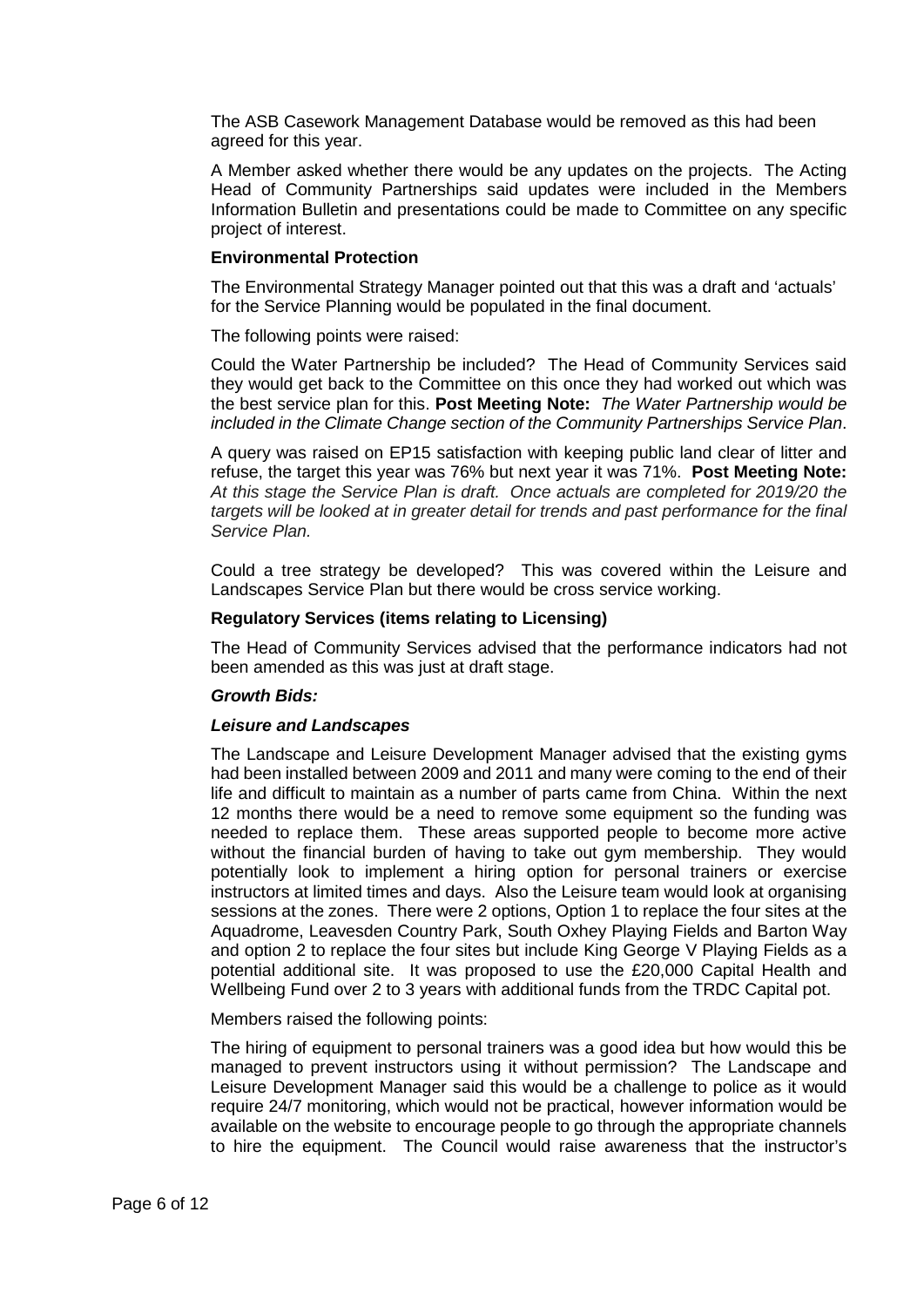The ASB Casework Management Database would be removed as this had been agreed for this year.

A Member asked whether there would be any updates on the projects. The Acting Head of Community Partnerships said updates were included in the Members Information Bulletin and presentations could be made to Committee on any specific project of interest.

**Environmental Protection**

The Environmental Strategy Manager pointed out that this was a draft and 'actuals' for the Service Planning would be populated in the final document.

The following points were raised:

Could the Water Partnership be included? The Head of Community Services said they would get back to the Committee on this once they had worked out which was the best service plan for this. **Post Meeting Note:** *The Water Partnership would be included in the Climate Change section of the Community Partnerships Service Plan*.

A query was raised on EP15 satisfaction with keeping public land clear of litter and refuse, the target this year was 76% but next year it was 71%. **Post Meeting Note:** *At this stage the Service Plan is draft. Once actuals are completed for 2019/20 the targets will be looked at in greater detail for trends and past performance for the final Service Plan.*

Could a tree strategy be developed? This was covered within the Leisure and Landscapes Service Plan but there would be cross service working.

**Regulatory Services (items relating to Licensing)**

The Head of Community Services advised that the performance indicators had not been amended as this was just at draft stage.

***Growth Bids:***

***Leisure and Landscapes***

The Landscape and Leisure Development Manager advised that the existing gyms had been installed between 2009 and 2011 and many were coming to the end of their life and difficult to maintain as a number of parts came from China. Within the next 12 months there would be a need to remove some equipment so the funding was needed to replace them. These areas supported people to become more active without the financial burden of having to take out gym membership. They would potentially look to implement a hiring option for personal trainers or exercise instructors at limited times and days. Also the Leisure team would look at organising sessions at the zones. There were 2 options, Option 1 to replace the four sites at the Aquadrome, Leavesden Country Park, South Oxhey Playing Fields and Barton Way and option 2 to replace the four sites but include King George V Playing Fields as a potential additional site. It was proposed to use the £20,000 Capital Health and Wellbeing Fund over 2 to 3 years with additional funds from the TRDC Capital pot.

Members raised the following points:

The hiring of equipment to personal trainers was a good idea but how would this be managed to prevent instructors using it without permission? The Landscape and Leisure Development Manager said this would be a challenge to police as it would require 24/7 monitoring, which would not be practical, however information would be available on the website to encourage people to go through the appropriate channels to hire the equipment. The Council would raise awareness that the instructor's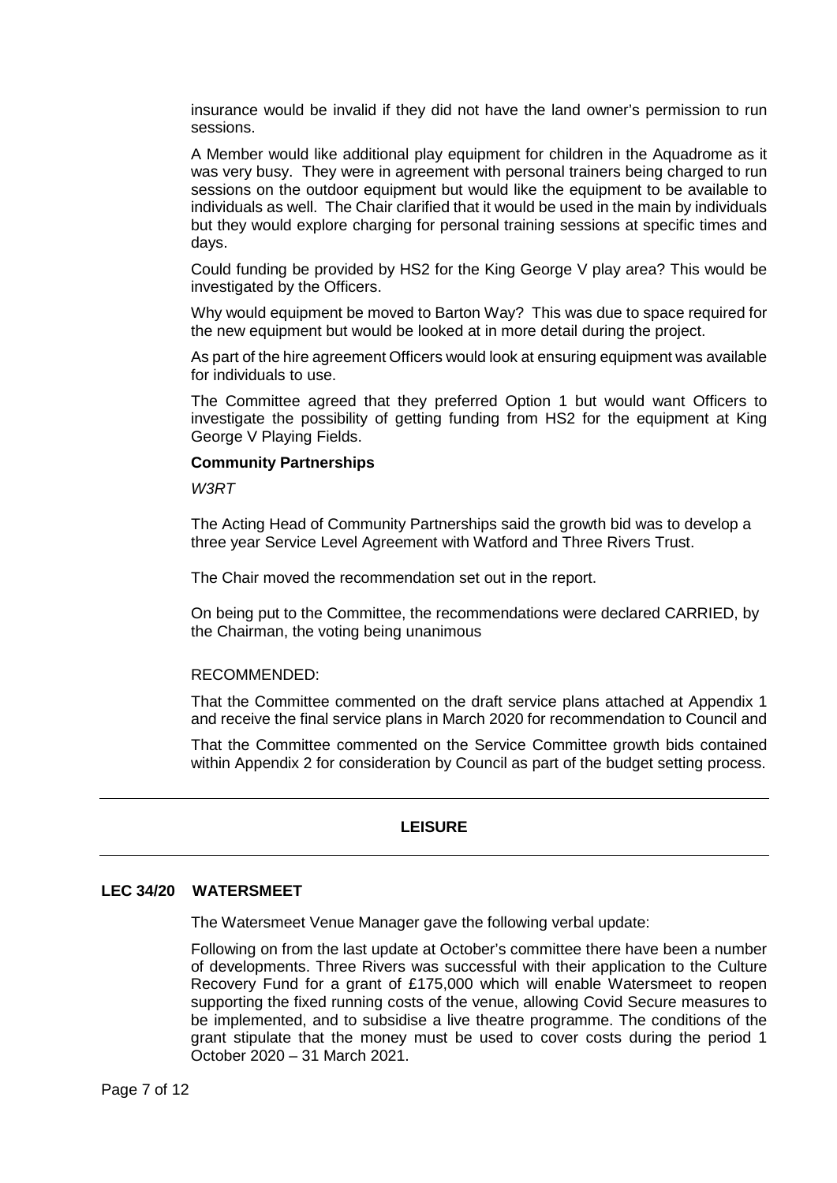insurance would be invalid if they did not have the land owner's permission to run sessions.

A Member would like additional play equipment for children in the Aquadrome as it was very busy. They were in agreement with personal trainers being charged to run sessions on the outdoor equipment but would like the equipment to be available to individuals as well. The Chair clarified that it would be used in the main by individuals but they would explore charging for personal training sessions at specific times and days.

Could funding be provided by HS2 for the King George V play area? This would be investigated by the Officers.

Why would equipment be moved to Barton Way? This was due to space required for the new equipment but would be looked at in more detail during the project.

As part of the hire agreement Officers would look at ensuring equipment was available for individuals to use.

The Committee agreed that they preferred Option 1 but would want Officers to investigate the possibility of getting funding from HS2 for the equipment at King George V Playing Fields.

**Community Partnerships**

*W3RT*

The Acting Head of Community Partnerships said the growth bid was to develop a three year Service Level Agreement with Watford and Three Rivers Trust.

The Chair moved the recommendation set out in the report.

On being put to the Committee, the recommendations were declared CARRIED, by the Chairman, the voting being unanimous

RECOMMENDED:

That the Committee commented on the draft service plans attached at Appendix 1 and receive the final service plans in March 2020 for recommendation to Council and

That the Committee commented on the Service Committee growth bids contained within Appendix 2 for consideration by Council as part of the budget setting process.

---

## LEISURE

---

### LEC 34/20 WATERSMEET

The Watersmeet Venue Manager gave the following verbal update:

Following on from the last update at October's committee there have been a number of developments. Three Rivers was successful with their application to the Culture Recovery Fund for a grant of £175,000 which will enable Watersmeet to reopen supporting the fixed running costs of the venue, allowing Covid Secure measures to be implemented, and to subsidise a live theatre programme. The conditions of the grant stipulate that the money must be used to cover costs during the period 1 October 2020 – 31 March 2021.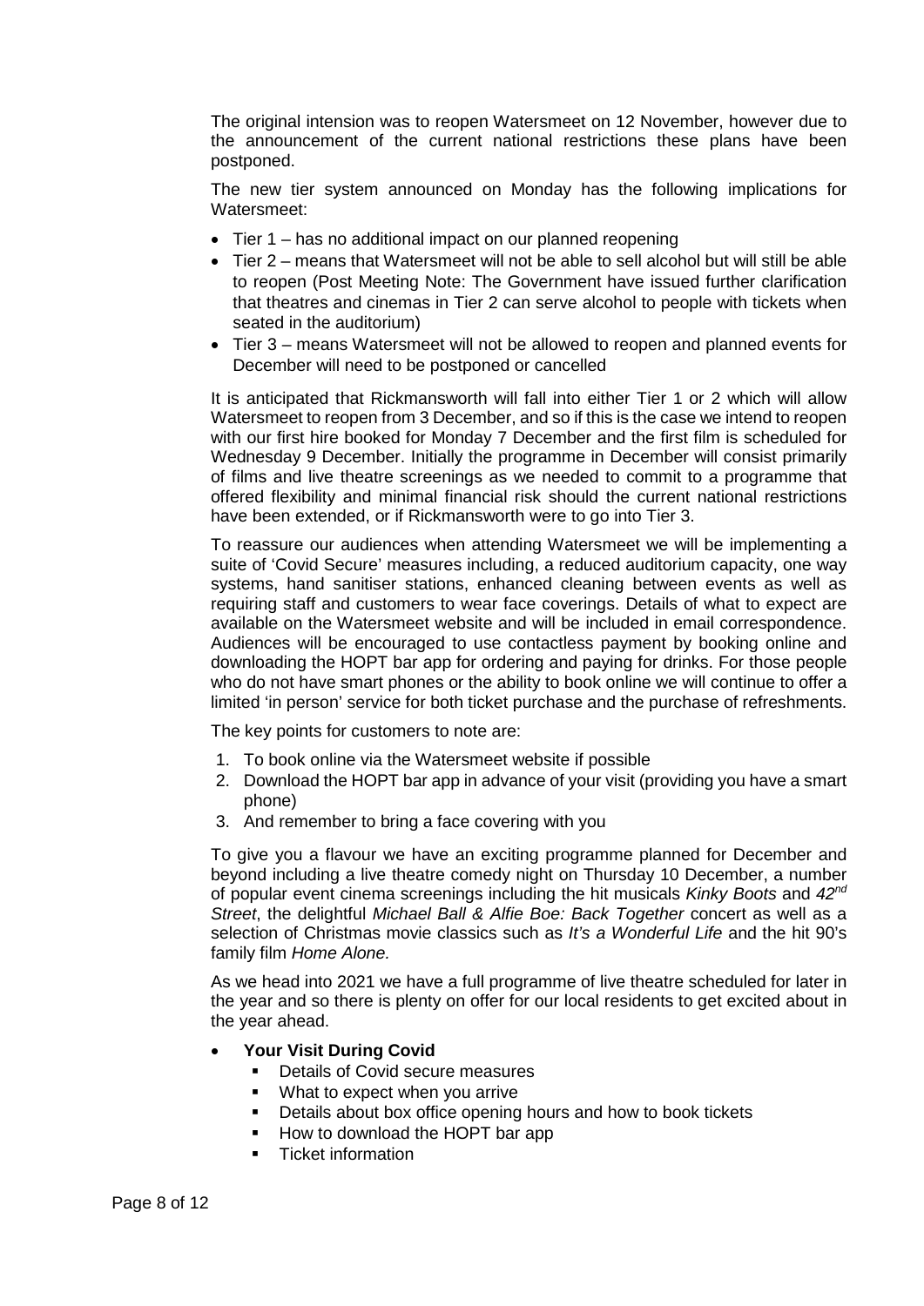The original intension was to reopen Watersmeet on 12 November, however due to the announcement of the current national restrictions these plans have been postponed.

The new tier system announced on Monday has the following implications for Watersmeet:

- Tier 1 – has no additional impact on our planned reopening
- Tier 2 – means that Watersmeet will not be able to sell alcohol but will still be able to reopen (Post Meeting Note: The Government have issued further clarification that theatres and cinemas in Tier 2 can serve alcohol to people with tickets when seated in the auditorium)
- Tier 3 – means Watersmeet will not be allowed to reopen and planned events for December will need to be postponed or cancelled

It is anticipated that Rickmansworth will fall into either Tier 1 or 2 which will allow Watersmeet to reopen from 3 December, and so if this is the case we intend to reopen with our first hire booked for Monday 7 December and the first film is scheduled for Wednesday 9 December. Initially the programme in December will consist primarily of films and live theatre screenings as we needed to commit to a programme that offered flexibility and minimal financial risk should the current national restrictions have been extended, or if Rickmansworth were to go into Tier 3.

To reassure our audiences when attending Watersmeet we will be implementing a suite of 'Covid Secure' measures including, a reduced auditorium capacity, one way systems, hand sanitiser stations, enhanced cleaning between events as well as requiring staff and customers to wear face coverings. Details of what to expect are available on the Watersmeet website and will be included in email correspondence. Audiences will be encouraged to use contactless payment by booking online and downloading the HOPT bar app for ordering and paying for drinks. For those people who do not have smart phones or the ability to book online we will continue to offer a limited 'in person' service for both ticket purchase and the purchase of refreshments.

The key points for customers to note are:

1. To book online via the Watersmeet website if possible
2. Download the HOPT bar app in advance of your visit (providing you have a smart phone)
3. And remember to bring a face covering with you

To give you a flavour we have an exciting programme planned for December and beyond including a live theatre comedy night on Thursday 10 December, a number of popular event cinema screenings including the hit musicals *Kinky Boots* and *42nd Street*, the delightful *Michael Ball & Alfie Boe: Back Together* concert as well as a selection of Christmas movie classics such as *It's a Wonderful Life* and the hit 90's family film *Home Alone.*

As we head into 2021 we have a full programme of live theatre scheduled for later in the year and so there is plenty on offer for our local residents to get excited about in the year ahead.

- **Your Visit During Covid**
  - Details of Covid secure measures
  - What to expect when you arrive
  - Details about box office opening hours and how to book tickets
  - How to download the HOPT bar app
  - Ticket information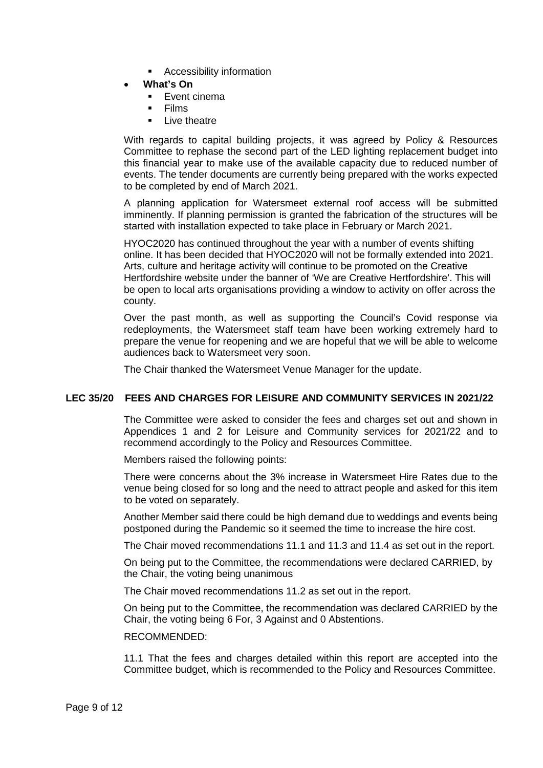- Accessibility information
- **What's On**
    - Event cinema
    - Films
    - Live theatre

With regards to capital building projects, it was agreed by Policy & Resources Committee to rephase the second part of the LED lighting replacement budget into this financial year to make use of the available capacity due to reduced number of events. The tender documents are currently being prepared with the works expected to be completed by end of March 2021.

A planning application for Watersmeet external roof access will be submitted imminently. If planning permission is granted the fabrication of the structures will be started with installation expected to take place in February or March 2021.

HYOC2020 has continued throughout the year with a number of events shifting online. It has been decided that HYOC2020 will not be formally extended into 2021. Arts, culture and heritage activity will continue to be promoted on the Creative Hertfordshire website under the banner of 'We are Creative Hertfordshire'. This will be open to local arts organisations providing a window to activity on offer across the county.

Over the past month, as well as supporting the Council's Covid response via redeployments, the Watersmeet staff team have been working extremely hard to prepare the venue for reopening and we are hopeful that we will be able to welcome audiences back to Watersmeet very soon.

The Chair thanked the Watersmeet Venue Manager for the update.

**LEC 35/20 FEES AND CHARGES FOR LEISURE AND COMMUNITY SERVICES IN 2021/22**

The Committee were asked to consider the fees and charges set out and shown in Appendices 1 and 2 for Leisure and Community services for 2021/22 and to recommend accordingly to the Policy and Resources Committee.

Members raised the following points:

There were concerns about the 3% increase in Watersmeet Hire Rates due to the venue being closed for so long and the need to attract people and asked for this item to be voted on separately.

Another Member said there could be high demand due to weddings and events being postponed during the Pandemic so it seemed the time to increase the hire cost.

The Chair moved recommendations 11.1 and 11.3 and 11.4 as set out in the report.

On being put to the Committee, the recommendations were declared CARRIED, by the Chair, the voting being unanimous

The Chair moved recommendations 11.2 as set out in the report.

On being put to the Committee, the recommendation was declared CARRIED by the Chair, the voting being 6 For, 3 Against and 0 Abstentions.

RECOMMENDED:

11.1 That the fees and charges detailed within this report are accepted into the Committee budget, which is recommended to the Policy and Resources Committee.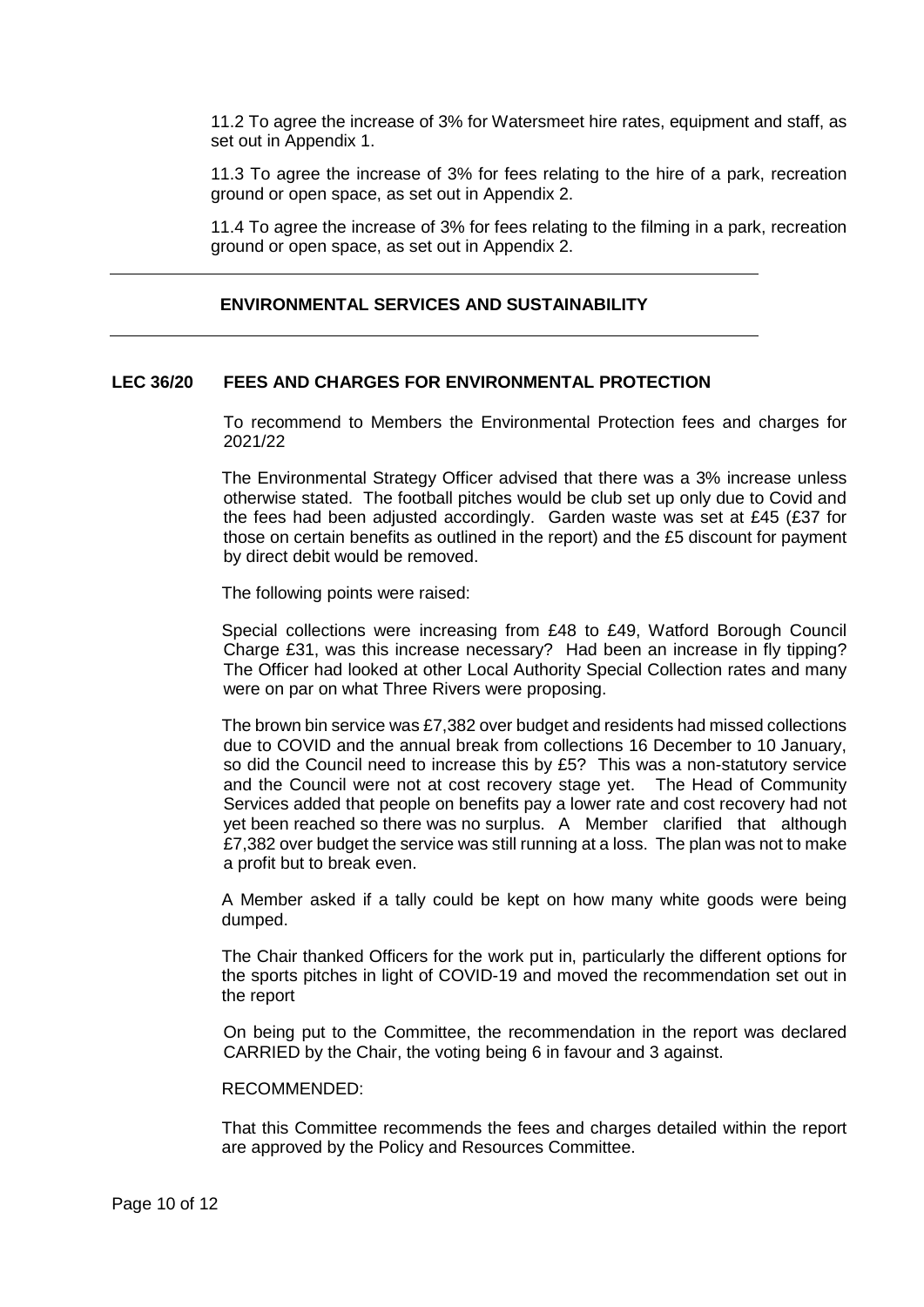11.2 To agree the increase of 3% for Watersmeet hire rates, equipment and staff, as set out in Appendix 1.

11.3 To agree the increase of 3% for fees relating to the hire of a park, recreation ground or open space, as set out in Appendix 2.

11.4 To agree the increase of 3% for fees relating to the filming in a park, recreation ground or open space, as set out in Appendix 2.

---

## ENVIRONMENTAL SERVICES AND SUSTAINABILITY

---

### LEC 36/20 FEES AND CHARGES FOR ENVIRONMENTAL PROTECTION

To recommend to Members the Environmental Protection fees and charges for 2021/22

The Environmental Strategy Officer advised that there was a 3% increase unless otherwise stated. The football pitches would be club set up only due to Covid and the fees had been adjusted accordingly. Garden waste was set at £45 (£37 for those on certain benefits as outlined in the report) and the £5 discount for payment by direct debit would be removed.

The following points were raised:

Special collections were increasing from £48 to £49, Watford Borough Council Charge £31, was this increase necessary? Had been an increase in fly tipping? The Officer had looked at other Local Authority Special Collection rates and many were on par on what Three Rivers were proposing.

The brown bin service was £7,382 over budget and residents had missed collections due to COVID and the annual break from collections 16 December to 10 January, so did the Council need to increase this by £5? This was a non-statutory service and the Council were not at cost recovery stage yet. The Head of Community Services added that people on benefits pay a lower rate and cost recovery had not yet been reached so there was no surplus. A Member clarified that although £7,382 over budget the service was still running at a loss. The plan was not to make a profit but to break even.

A Member asked if a tally could be kept on how many white goods were being dumped.

The Chair thanked Officers for the work put in, particularly the different options for the sports pitches in light of COVID-19 and moved the recommendation set out in the report

On being put to the Committee, the recommendation in the report was declared CARRIED by the Chair, the voting being 6 in favour and 3 against.

RECOMMENDED:

That this Committee recommends the fees and charges detailed within the report are approved by the Policy and Resources Committee.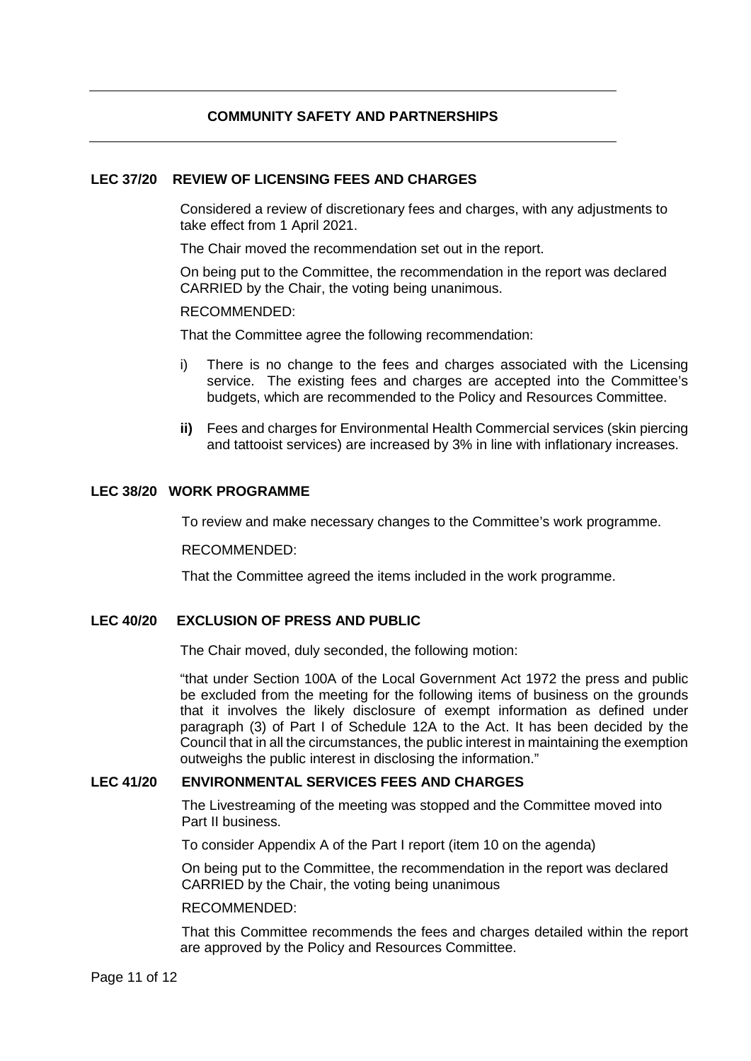## COMMUNITY SAFETY AND PARTNERSHIPS

### LEC 37/20 REVIEW OF LICENSING FEES AND CHARGES

Considered a review of discretionary fees and charges, with any adjustments to take effect from 1 April 2021.

The Chair moved the recommendation set out in the report.

On being put to the Committee, the recommendation in the report was declared CARRIED by the Chair, the voting being unanimous.

RECOMMENDED:

That the Committee agree the following recommendation:

i) There is no change to the fees and charges associated with the Licensing service. The existing fees and charges are accepted into the Committee's budgets, which are recommended to the Policy and Resources Committee.

**ii)** Fees and charges for Environmental Health Commercial services (skin piercing and tattooist services) are increased by 3% in line with inflationary increases.

### LEC 38/20 WORK PROGRAMME

To review and make necessary changes to the Committee's work programme.

RECOMMENDED:

That the Committee agreed the items included in the work programme.

### LEC 40/20 EXCLUSION OF PRESS AND PUBLIC

The Chair moved, duly seconded, the following motion:

"that under Section 100A of the Local Government Act 1972 the press and public be excluded from the meeting for the following items of business on the grounds that it involves the likely disclosure of exempt information as defined under paragraph (3) of Part I of Schedule 12A to the Act. It has been decided by the Council that in all the circumstances, the public interest in maintaining the exemption outweighs the public interest in disclosing the information."

### LEC 41/20 ENVIRONMENTAL SERVICES FEES AND CHARGES

The Livestreaming of the meeting was stopped and the Committee moved into Part II business.

To consider Appendix A of the Part I report (item 10 on the agenda)

On being put to the Committee, the recommendation in the report was declared CARRIED by the Chair, the voting being unanimous

RECOMMENDED:

That this Committee recommends the fees and charges detailed within the report are approved by the Policy and Resources Committee.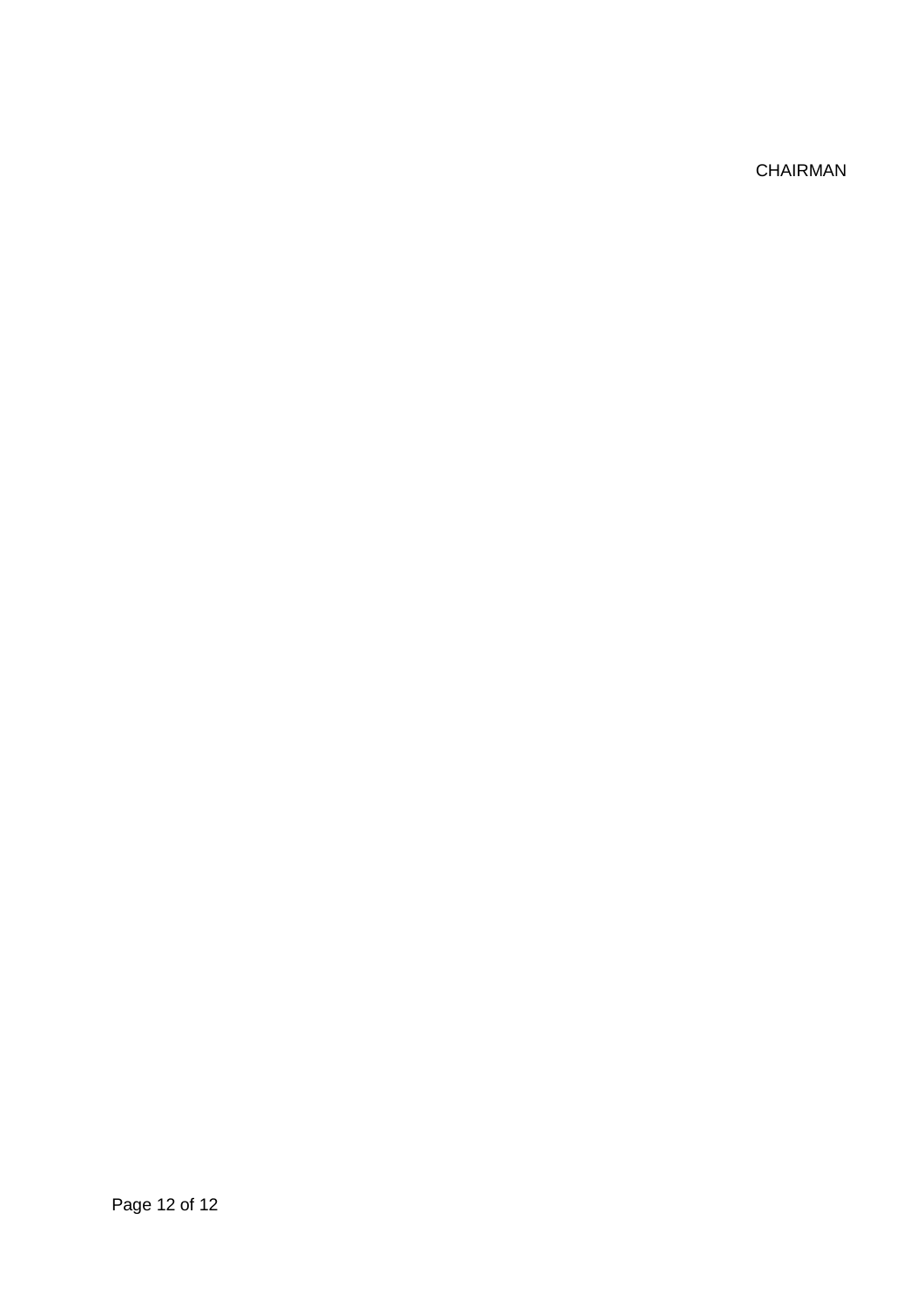CHAIRMAN